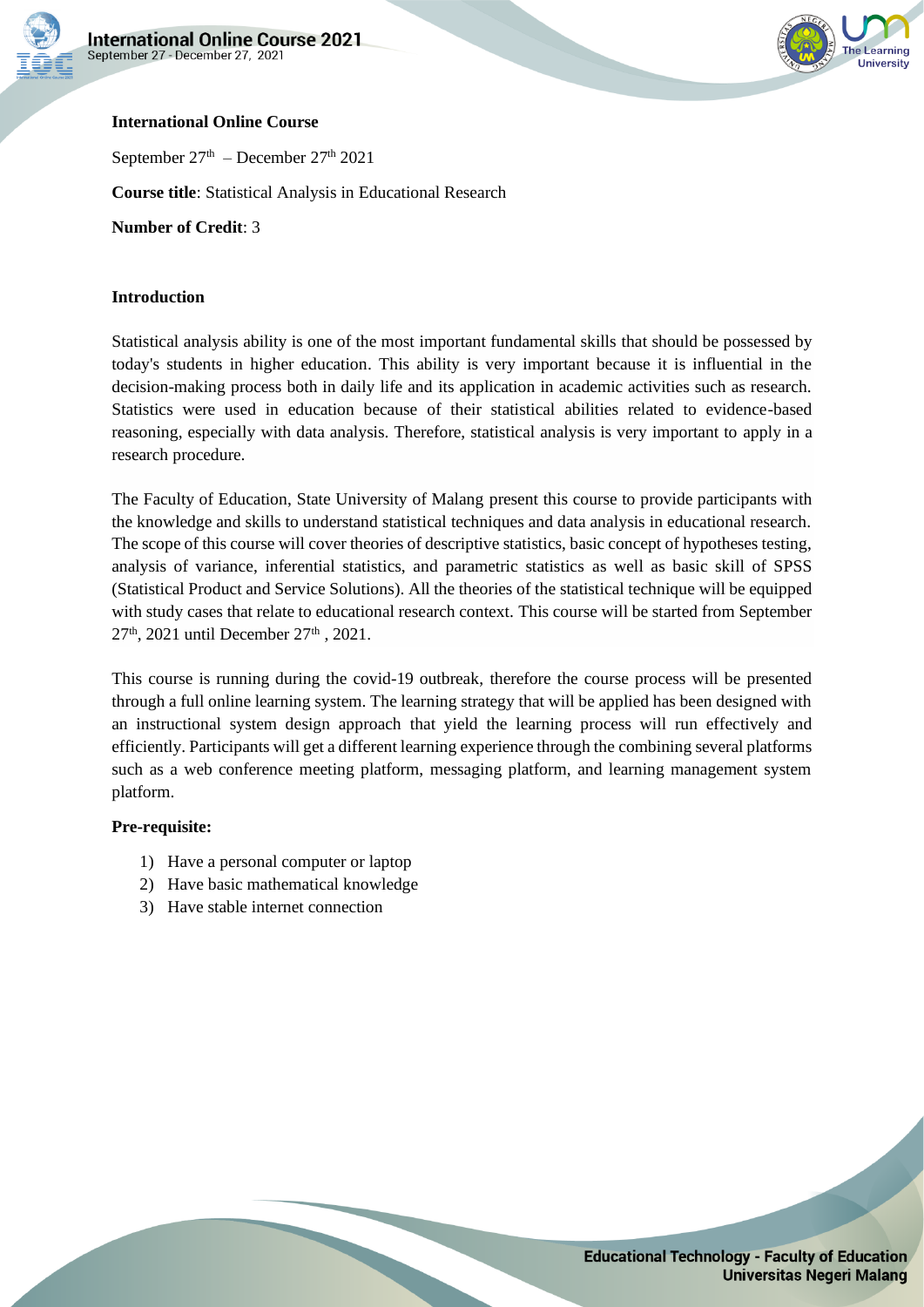**International Online Course**

September 27th – December 27th 2021

**Course title**: Statistical Analysis in Educational Research

**Number of Credit**: 3

**Introduction**

Statistical analysis ability is one of the most important fundamental skills that should be possessed by today's students in higher education. This ability is very important because it is influential in the decision-making process both in daily life and its application in academic activities such as research. Statistics were used in education because of their statistical abilities related to evidence-based reasoning, especially with data analysis. Therefore, statistical analysis is very important to apply in a research procedure.

The Faculty of Education, State University of Malang present this course to provide participants with the knowledge and skills to understand statistical techniques and data analysis in educational research. The scope of this course will cover theories of descriptive statistics, basic concept of hypotheses testing, analysis of variance, inferential statistics, and parametric statistics as well as basic skill of SPSS (Statistical Product and Service Solutions). All the theories of the statistical technique will be equipped with study cases that relate to educational research context. This course will be started from September 27th, 2021 until December 27th, 2021.

This course is running during the covid-19 outbreak, therefore the course process will be presented through a full online learning system. The learning strategy that will be applied has been designed with an instructional system design approach that yield the learning process will run effectively and efficiently. Participants will get a different learning experience through the combining several platforms such as a web conference meeting platform, messaging platform, and learning management system platform.

**Pre-requisite:**

1) Have a personal computer or laptop
2) Have basic mathematical knowledge
3) Have stable internet connection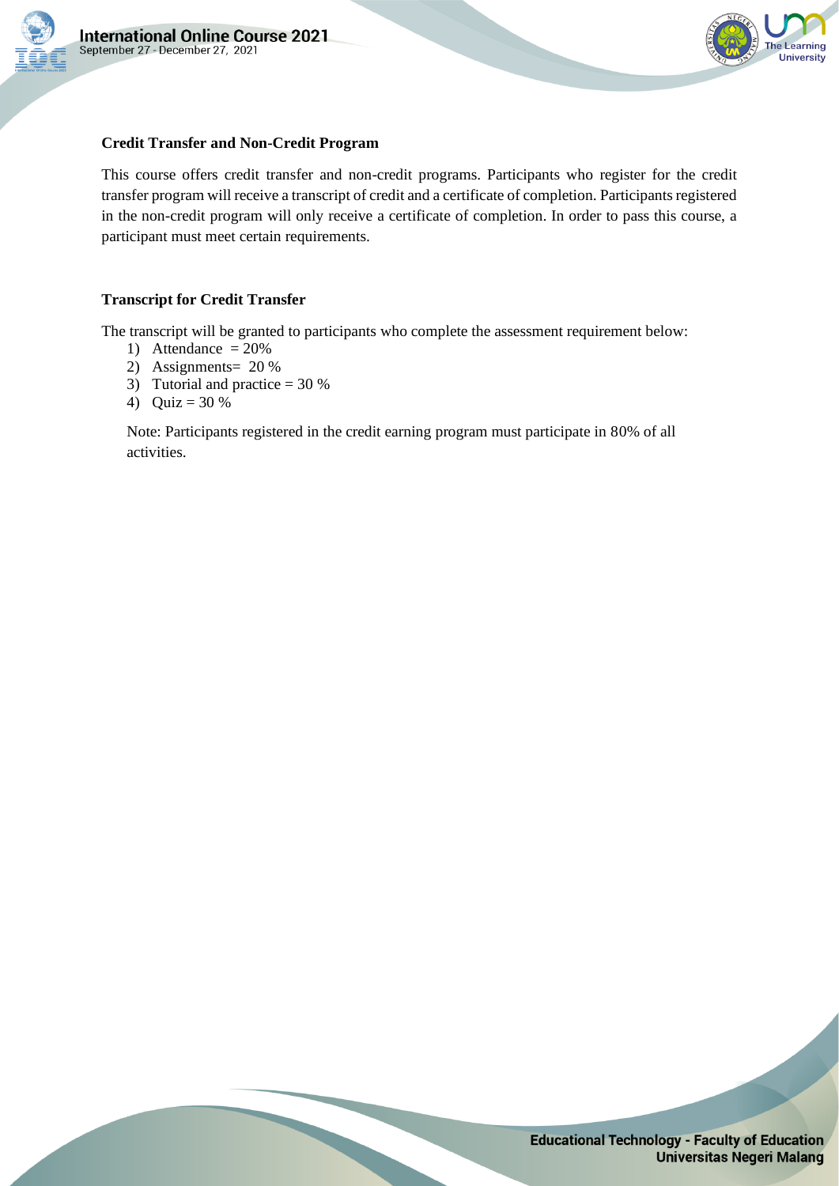### Credit Transfer and Non-Credit Program

This course offers credit transfer and non-credit programs. Participants who register for the credit transfer program will receive a transcript of credit and a certificate of completion. Participants registered in the non-credit program will only receive a certificate of completion. In order to pass this course, a participant must meet certain requirements.

### Transcript for Credit Transfer

The transcript will be granted to participants who complete the assessment requirement below:

1) Attendance = 20%
2) Assignments= 20 %
3) Tutorial and practice = 30 %
4) Quiz = 30 %

Note: Participants registered in the credit earning program must participate in 80% of all activities.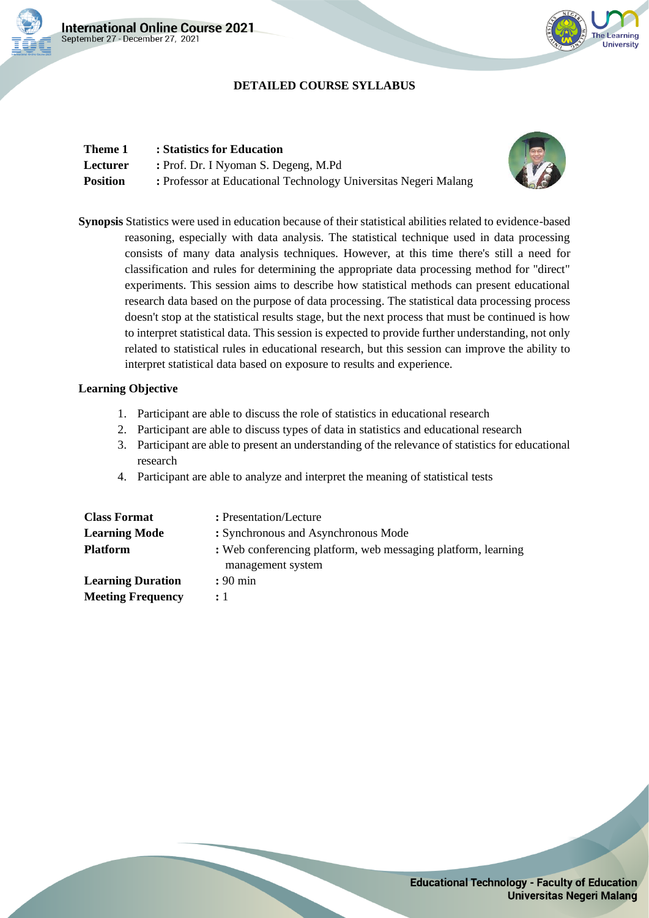## DETAILED COURSE SYLLABUS

**Theme 1** : **Statistics for Education**
**Lecturer** : Prof. Dr. I Nyoman S. Degeng, M.Pd
**Position** : Professor at Educational Technology Universitas Negeri Malang

**Synopsis** Statistics were used in education because of their statistical abilities related to evidence-based reasoning, especially with data analysis. The statistical technique used in data processing consists of many data analysis techniques. However, at this time there's still a need for classification and rules for determining the appropriate data processing method for "direct" experiments. This session aims to describe how statistical methods can present educational research data based on the purpose of data processing. The statistical data processing process doesn't stop at the statistical results stage, but the next process that must be continued is how to interpret statistical data. This session is expected to provide further understanding, not only related to statistical rules in educational research, but this session can improve the ability to interpret statistical data based on exposure to results and experience.

**Learning Objective**

1. Participant are able to discuss the role of statistics in educational research
2. Participant are able to discuss types of data in statistics and educational research
3. Participant are able to present an understanding of the relevance of statistics for educational research
4. Participant are able to analyze and interpret the meaning of statistical tests

**Class Format** : Presentation/Lecture
**Learning Mode** : Synchronous and Asynchronous Mode
**Platform** : Web conferencing platform, web messaging platform, learning management system
**Learning Duration** : 90 min
**Meeting Frequency** : 1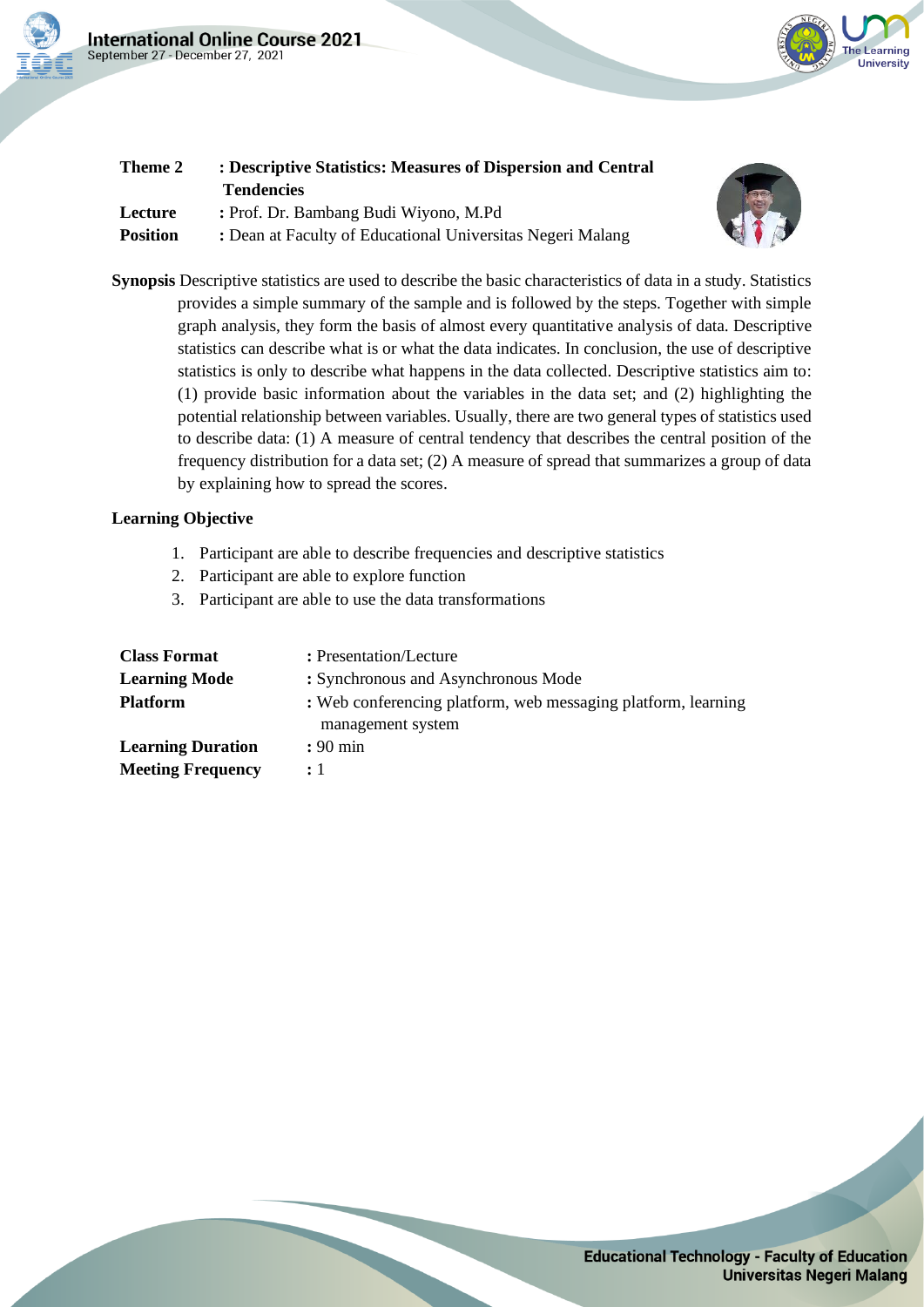**Theme 2** : **Descriptive Statistics: Measures of Dispersion and Central Tendencies**

**Lecture** : Prof. Dr. Bambang Budi Wiyono, M.Pd

**Position** : Dean at Faculty of Educational Universitas Negeri Malang

**Synopsis** Descriptive statistics are used to describe the basic characteristics of data in a study. Statistics provides a simple summary of the sample and is followed by the steps. Together with simple graph analysis, they form the basis of almost every quantitative analysis of data. Descriptive statistics can describe what is or what the data indicates. In conclusion, the use of descriptive statistics is only to describe what happens in the data collected. Descriptive statistics aim to: (1) provide basic information about the variables in the data set; and (2) highlighting the potential relationship between variables. Usually, there are two general types of statistics used to describe data: (1) A measure of central tendency that describes the central position of the frequency distribution for a data set; (2) A measure of spread that summarizes a group of data by explaining how to spread the scores.

**Learning Objective**

1. Participant are able to describe frequencies and descriptive statistics
2. Participant are able to explore function
3. Participant are able to use the data transformations

| | |
|---|---|
| **Class Format** | : Presentation/Lecture |
| **Learning Mode** | : Synchronous and Asynchronous Mode |
| **Platform** | : Web conferencing platform, web messaging platform, learning management system |
| **Learning Duration** | : 90 min |
| **Meeting Frequency** | : 1 |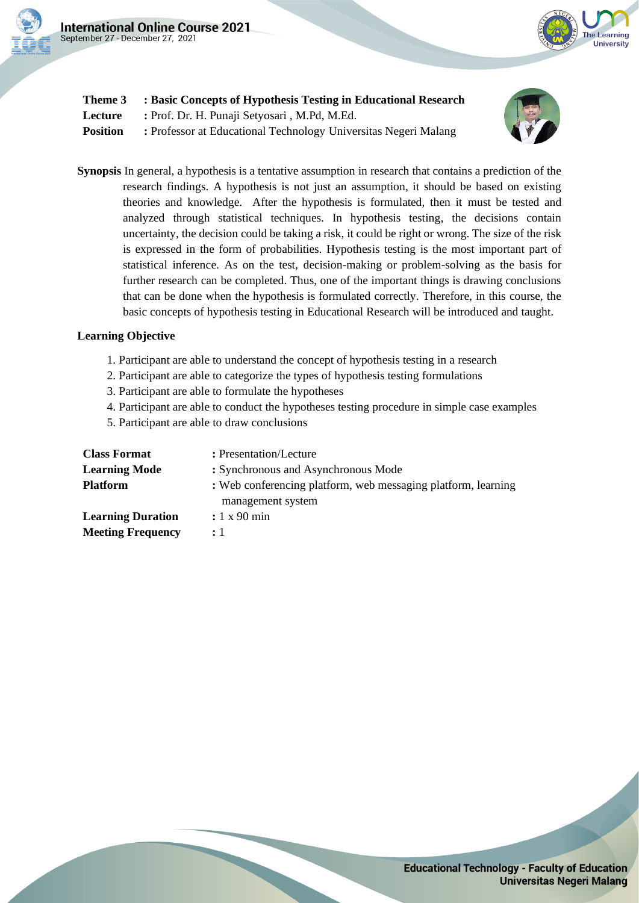**Theme 3** : **Basic Concepts of Hypothesis Testing in Educational Research**
**Lecture** : Prof. Dr. H. Punaji Setyosari , M.Pd, M.Ed.
**Position** : Professor at Educational Technology Universitas Negeri Malang

**Synopsis** In general, a hypothesis is a tentative assumption in research that contains a prediction of the research findings. A hypothesis is not just an assumption, it should be based on existing theories and knowledge. After the hypothesis is formulated, then it must be tested and analyzed through statistical techniques. In hypothesis testing, the decisions contain uncertainty, the decision could be taking a risk, it could be right or wrong. The size of the risk is expressed in the form of probabilities. Hypothesis testing is the most important part of statistical inference. As on the test, decision-making or problem-solving as the basis for further research can be completed. Thus, one of the important things is drawing conclusions that can be done when the hypothesis is formulated correctly. Therefore, in this course, the basic concepts of hypothesis testing in Educational Research will be introduced and taught.

**Learning Objective**

1. Participant are able to understand the concept of hypothesis testing in a research
2. Participant are able to categorize the types of hypothesis testing formulations
3. Participant are able to formulate the hypotheses
4. Participant are able to conduct the hypotheses testing procedure in simple case examples
5. Participant are able to draw conclusions

**Class Format** : Presentation/Lecture
**Learning Mode** : Synchronous and Asynchronous Mode
**Platform** : Web conferencing platform, web messaging platform, learning management system
**Learning Duration** : 1 x 90 min
**Meeting Frequency** : 1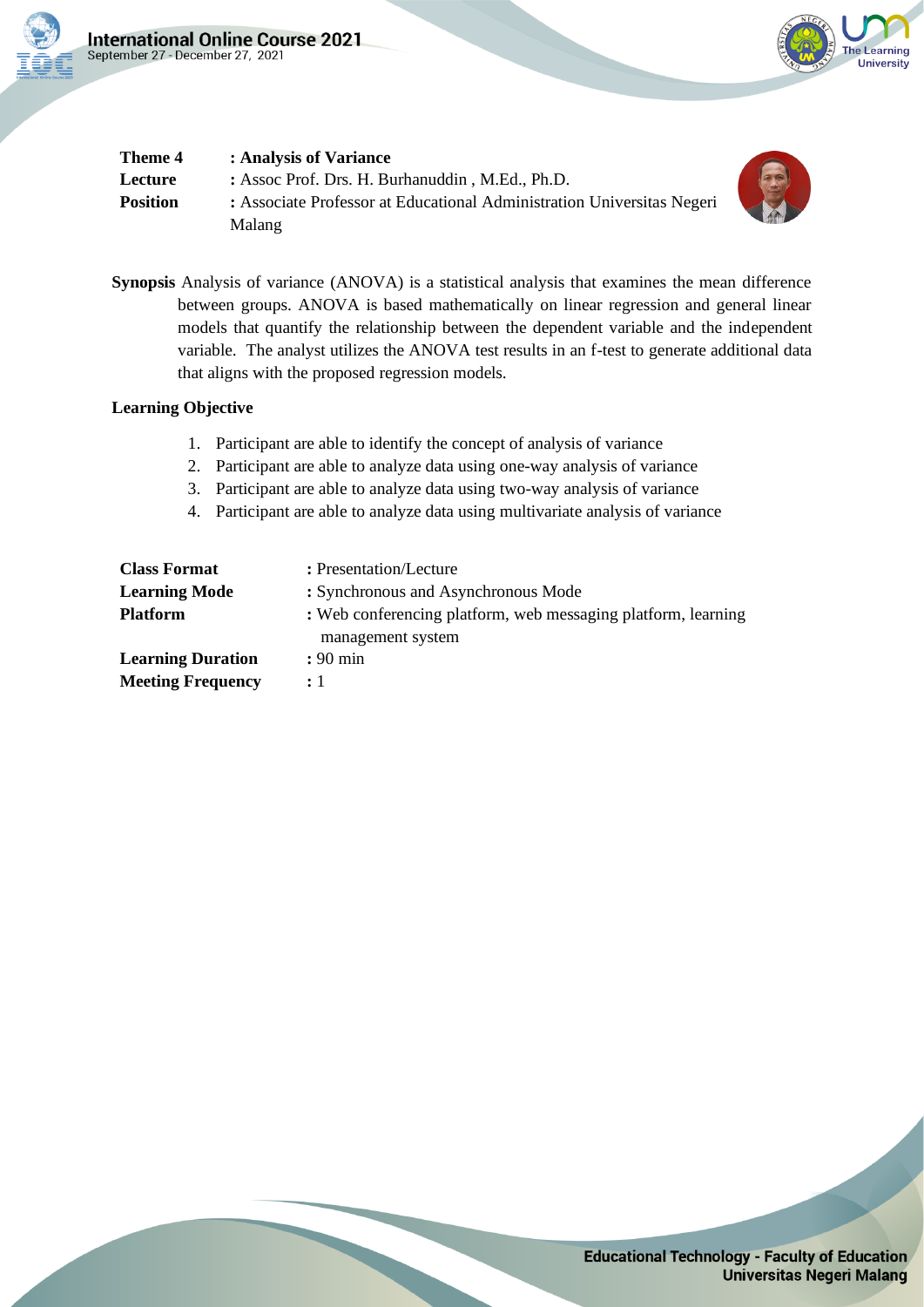**Theme 4** : **Analysis of Variance**

**Lecture** : Assoc Prof. Drs. H. Burhanuddin , M.Ed., Ph.D.

**Position** : Associate Professor at Educational Administration Universitas Negeri Malang

**Synopsis** Analysis of variance (ANOVA) is a statistical analysis that examines the mean difference between groups. ANOVA is based mathematically on linear regression and general linear models that quantify the relationship between the dependent variable and the independent variable. The analyst utilizes the ANOVA test results in an f-test to generate additional data that aligns with the proposed regression models.

**Learning Objective**

1. Participant are able to identify the concept of analysis of variance
2. Participant are able to analyze data using one-way analysis of variance
3. Participant are able to analyze data using two-way analysis of variance
4. Participant are able to analyze data using multivariate analysis of variance

**Class Format** : Presentation/Lecture

**Learning Mode** : Synchronous and Asynchronous Mode

**Platform** : Web conferencing platform, web messaging platform, learning management system

**Learning Duration** : 90 min

**Meeting Frequency** : 1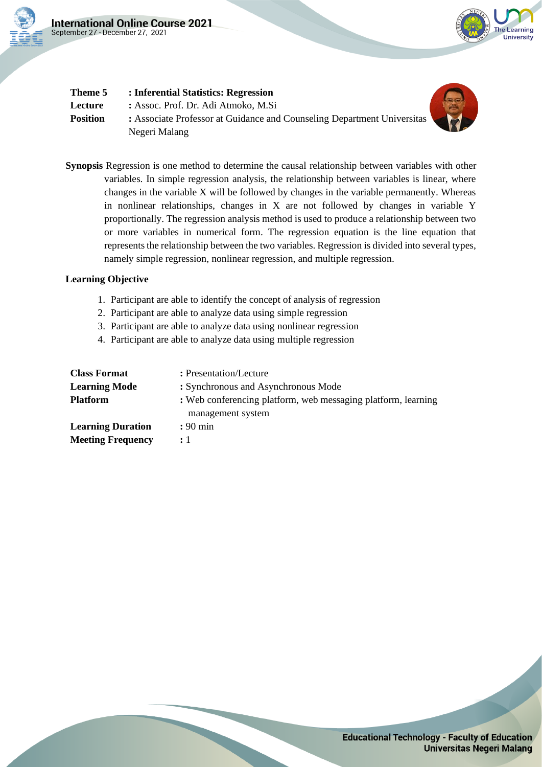**Theme 5** **: Inferential Statistics: Regression**
**Lecture** : Assoc. Prof. Dr. Adi Atmoko, M.Si
**Position** : Associate Professor at Guidance and Counseling Department Universitas Negeri Malang

**Synopsis** Regression is one method to determine the causal relationship between variables with other variables. In simple regression analysis, the relationship between variables is linear, where changes in the variable X will be followed by changes in the variable permanently. Whereas in nonlinear relationships, changes in X are not followed by changes in variable Y proportionally. The regression analysis method is used to produce a relationship between two or more variables in numerical form. The regression equation is the line equation that represents the relationship between the two variables. Regression is divided into several types, namely simple regression, nonlinear regression, and multiple regression.

**Learning Objective**

1. Participant are able to identify the concept of analysis of regression
2. Participant are able to analyze data using simple regression
3. Participant are able to analyze data using nonlinear regression
4. Participant are able to analyze data using multiple regression

**Class Format** : Presentation/Lecture
**Learning Mode** : Synchronous and Asynchronous Mode
**Platform** : Web conferencing platform, web messaging platform, learning management system
**Learning Duration** : 90 min
**Meeting Frequency** : 1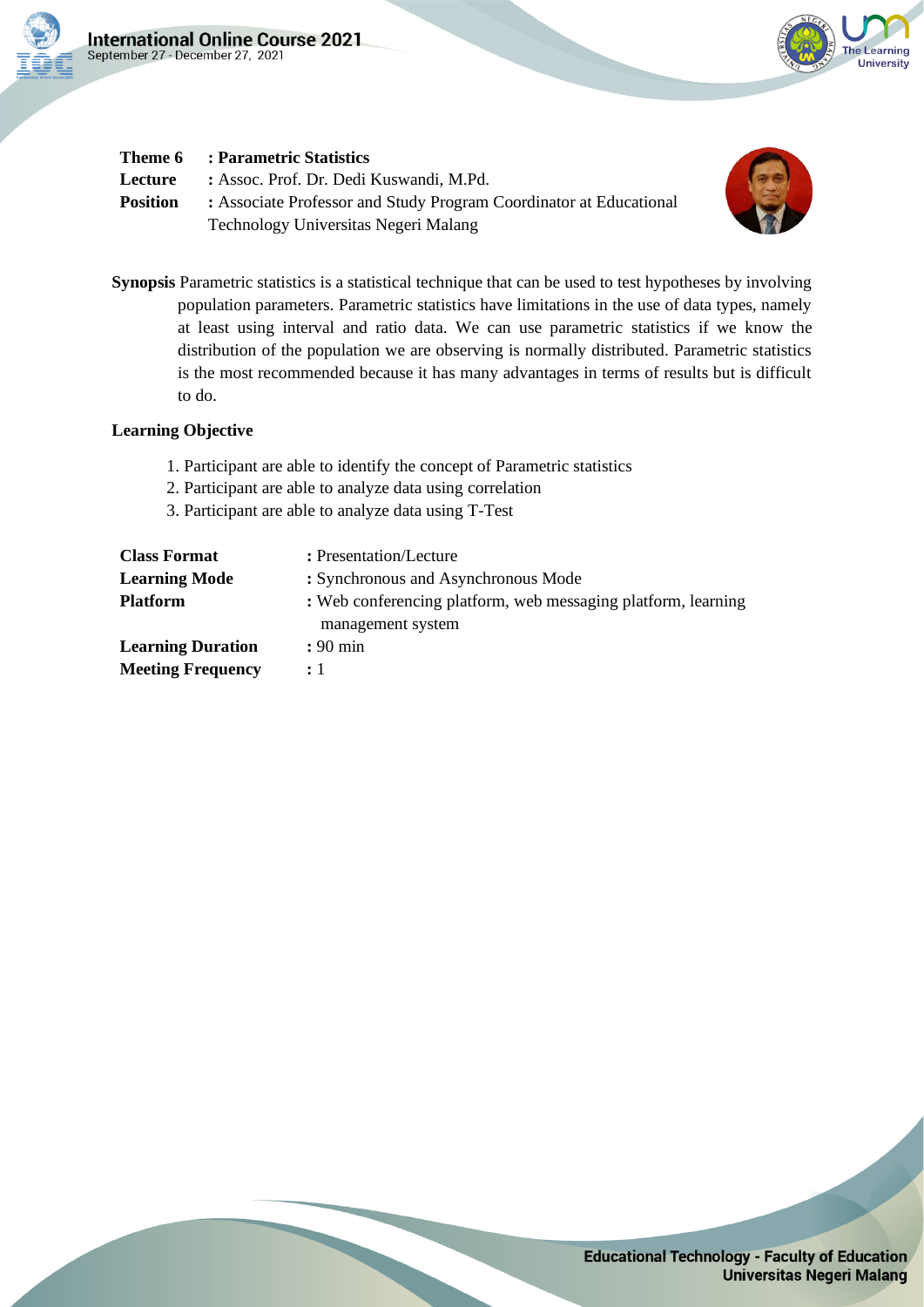**Theme 6** **: Parametric Statistics**

**Lecture** : Assoc. Prof. Dr. Dedi Kuswandi, M.Pd.

**Position** : Associate Professor and Study Program Coordinator at Educational Technology Universitas Negeri Malang

**Synopsis** Parametric statistics is a statistical technique that can be used to test hypotheses by involving population parameters. Parametric statistics have limitations in the use of data types, namely at least using interval and ratio data. We can use parametric statistics if we know the distribution of the population we are observing is normally distributed. Parametric statistics is the most recommended because it has many advantages in terms of results but is difficult to do.

**Learning Objective**

1. Participant are able to identify the concept of Parametric statistics
2. Participant are able to analyze data using correlation
3. Participant are able to analyze data using T-Test

**Class Format** : Presentation/Lecture

**Learning Mode** : Synchronous and Asynchronous Mode

**Platform** : Web conferencing platform, web messaging platform, learning management system

**Learning Duration** : 90 min

**Meeting Frequency** : 1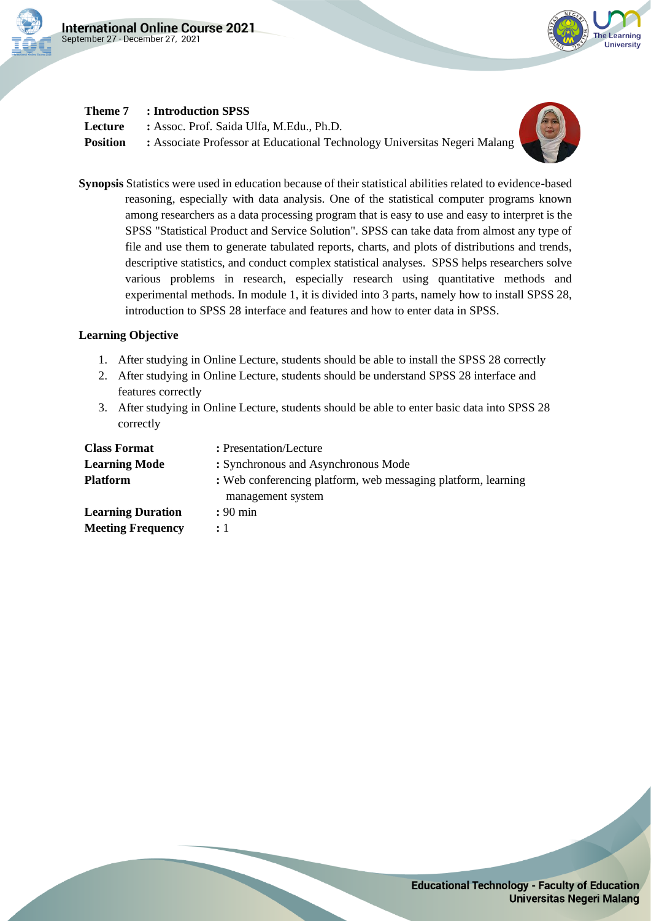**Theme 7** : **Introduction SPSS**
**Lecture** : Assoc. Prof. Saida Ulfa, M.Edu., Ph.D.
**Position** : Associate Professor at Educational Technology Universitas Negeri Malang

**Synopsis** Statistics were used in education because of their statistical abilities related to evidence-based reasoning, especially with data analysis. One of the statistical computer programs known among researchers as a data processing program that is easy to use and easy to interpret is the SPSS "Statistical Product and Service Solution". SPSS can take data from almost any type of file and use them to generate tabulated reports, charts, and plots of distributions and trends, descriptive statistics, and conduct complex statistical analyses. SPSS helps researchers solve various problems in research, especially research using quantitative methods and experimental methods. In module 1, it is divided into 3 parts, namely how to install SPSS 28, introduction to SPSS 28 interface and features and how to enter data in SPSS.

**Learning Objective**

1. After studying in Online Lecture, students should be able to install the SPSS 28 correctly
2. After studying in Online Lecture, students should be understand SPSS 28 interface and features correctly
3. After studying in Online Lecture, students should be able to enter basic data into SPSS 28 correctly

**Class Format** : Presentation/Lecture
**Learning Mode** : Synchronous and Asynchronous Mode
**Platform** : Web conferencing platform, web messaging platform, learning management system
**Learning Duration** : 90 min
**Meeting Frequency** : 1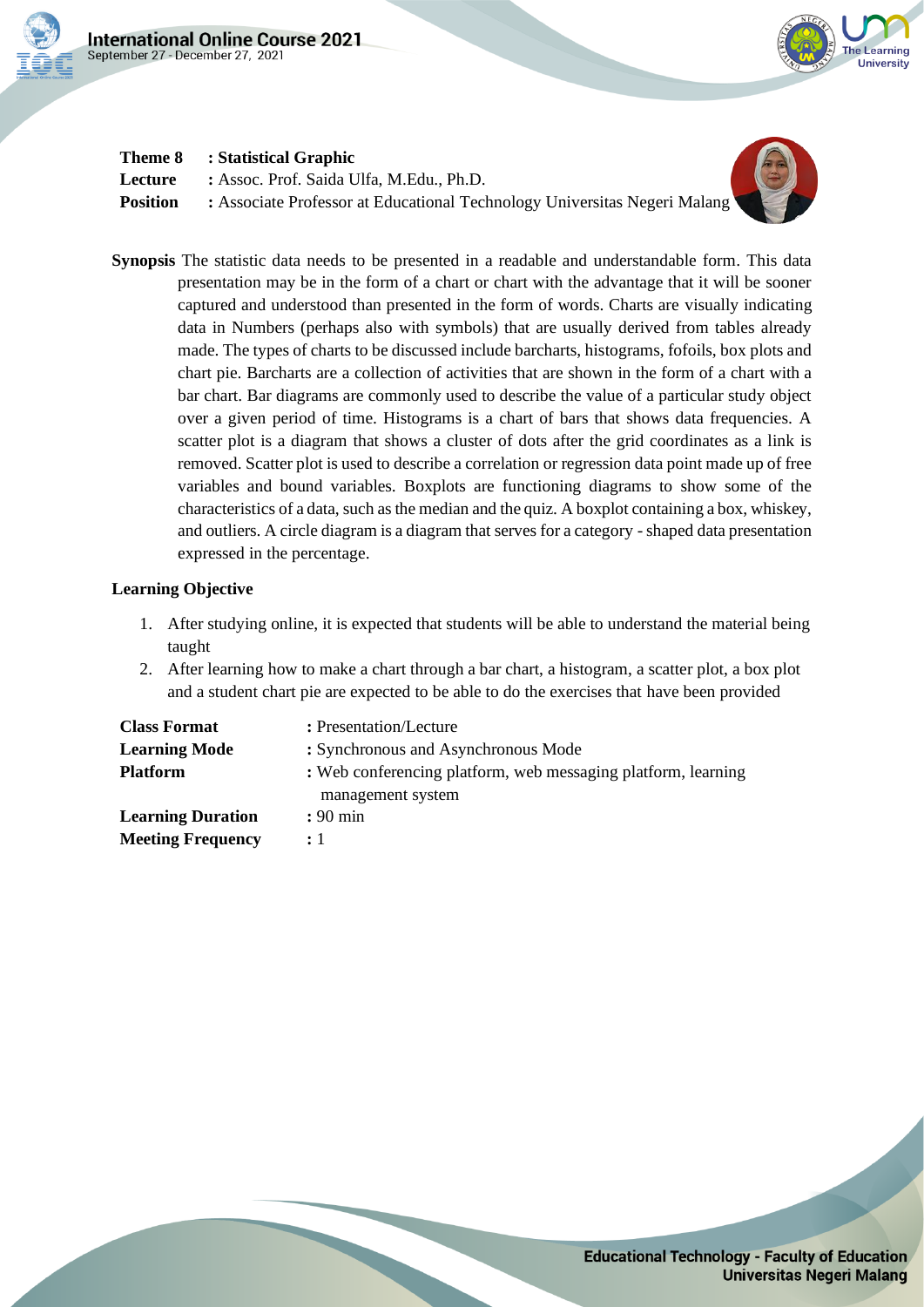**Theme 8** : **Statistical Graphic**
**Lecture** : Assoc. Prof. Saida Ulfa, M.Edu., Ph.D.
**Position** : Associate Professor at Educational Technology Universitas Negeri Malang

**Synopsis** The statistic data needs to be presented in a readable and understandable form. This data presentation may be in the form of a chart or chart with the advantage that it will be sooner captured and understood than presented in the form of words. Charts are visually indicating data in Numbers (perhaps also with symbols) that are usually derived from tables already made. The types of charts to be discussed include barcharts, histograms, fofoils, box plots and chart pie. Barcharts are a collection of activities that are shown in the form of a chart with a bar chart. Bar diagrams are commonly used to describe the value of a particular study object over a given period of time. Histograms is a chart of bars that shows data frequencies. A scatter plot is a diagram that shows a cluster of dots after the grid coordinates as a link is removed. Scatter plot is used to describe a correlation or regression data point made up of free variables and bound variables. Boxplots are functioning diagrams to show some of the characteristics of a data, such as the median and the quiz. A boxplot containing a box, whiskey, and outliers. A circle diagram is a diagram that serves for a category - shaped data presentation expressed in the percentage.

**Learning Objective**

1. After studying online, it is expected that students will be able to understand the material being taught
2. After learning how to make a chart through a bar chart, a histogram, a scatter plot, a box plot and a student chart pie are expected to be able to do the exercises that have been provided

**Class Format** : Presentation/Lecture
**Learning Mode** : Synchronous and Asynchronous Mode
**Platform** : Web conferencing platform, web messaging platform, learning management system
**Learning Duration** : 90 min
**Meeting Frequency** : 1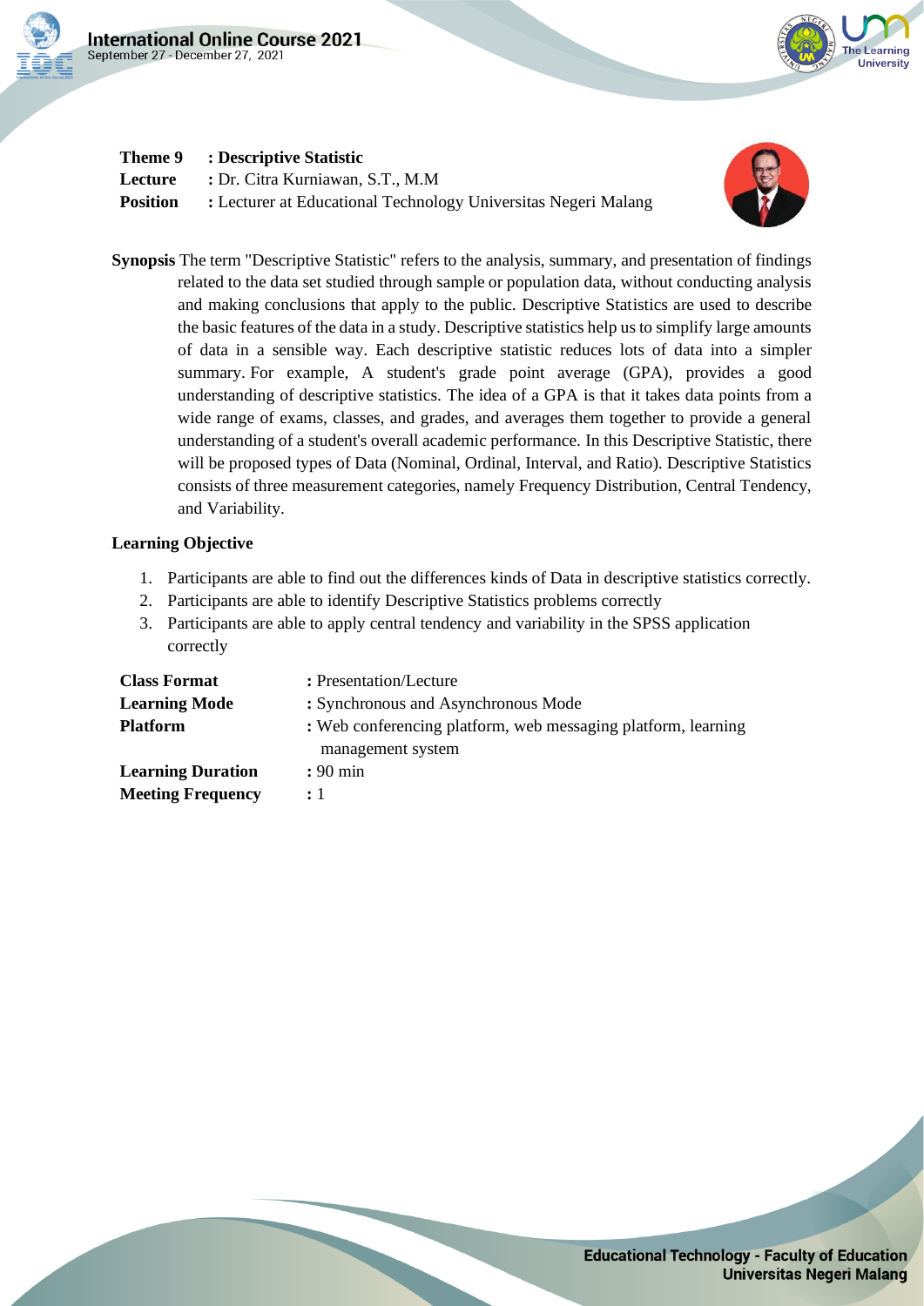**Theme 9** : **Descriptive Statistic**
**Lecture** : Dr. Citra Kurniawan, S.T., M.M
**Position** : Lecturer at Educational Technology Universitas Negeri Malang

**Synopsis** The term "Descriptive Statistic" refers to the analysis, summary, and presentation of findings related to the data set studied through sample or population data, without conducting analysis and making conclusions that apply to the public. Descriptive Statistics are used to describe the basic features of the data in a study. Descriptive statistics help us to simplify large amounts of data in a sensible way. Each descriptive statistic reduces lots of data into a simpler summary. For example, A student's grade point average (GPA), provides a good understanding of descriptive statistics. The idea of a GPA is that it takes data points from a wide range of exams, classes, and grades, and averages them together to provide a general understanding of a student's overall academic performance. In this Descriptive Statistic, there will be proposed types of Data (Nominal, Ordinal, Interval, and Ratio). Descriptive Statistics consists of three measurement categories, namely Frequency Distribution, Central Tendency, and Variability.

**Learning Objective**

1. Participants are able to find out the differences kinds of Data in descriptive statistics correctly.
2. Participants are able to identify Descriptive Statistics problems correctly
3. Participants are able to apply central tendency and variability in the SPSS application correctly

**Class Format** : Presentation/Lecture
**Learning Mode** : Synchronous and Asynchronous Mode
**Platform** : Web conferencing platform, web messaging platform, learning management system
**Learning Duration** : 90 min
**Meeting Frequency** : 1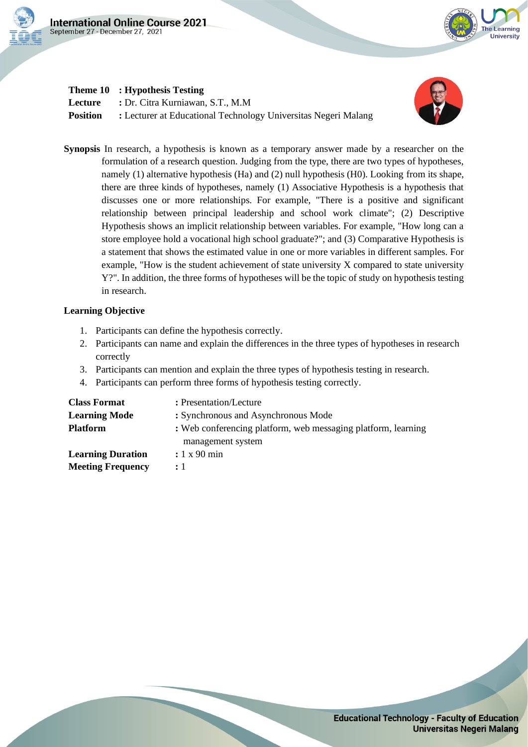**Theme 10** **: Hypothesis Testing**
**Lecture** : Dr. Citra Kurniawan, S.T., M.M
**Position** : Lecturer at Educational Technology Universitas Negeri Malang

**Synopsis** In research, a hypothesis is known as a temporary answer made by a researcher on the formulation of a research question. Judging from the type, there are two types of hypotheses, namely (1) alternative hypothesis (Ha) and (2) null hypothesis (H0). Looking from its shape, there are three kinds of hypotheses, namely (1) Associative Hypothesis is a hypothesis that discusses one or more relationships. For example, "There is a positive and significant relationship between principal leadership and school work climate"; (2) Descriptive Hypothesis shows an implicit relationship between variables. For example, "How long can a store employee hold a vocational high school graduate?"; and (3) Comparative Hypothesis is a statement that shows the estimated value in one or more variables in different samples. For example, "How is the student achievement of state university X compared to state university Y?". In addition, the three forms of hypotheses will be the topic of study on hypothesis testing in research.

**Learning Objective**

1. Participants can define the hypothesis correctly.
2. Participants can name and explain the differences in the three types of hypotheses in research correctly
3. Participants can mention and explain the three types of hypothesis testing in research.
4. Participants can perform three forms of hypothesis testing correctly.

**Class Format** : Presentation/Lecture
**Learning Mode** : Synchronous and Asynchronous Mode
**Platform** : Web conferencing platform, web messaging platform, learning management system
**Learning Duration** : 1 x 90 min
**Meeting Frequency** : 1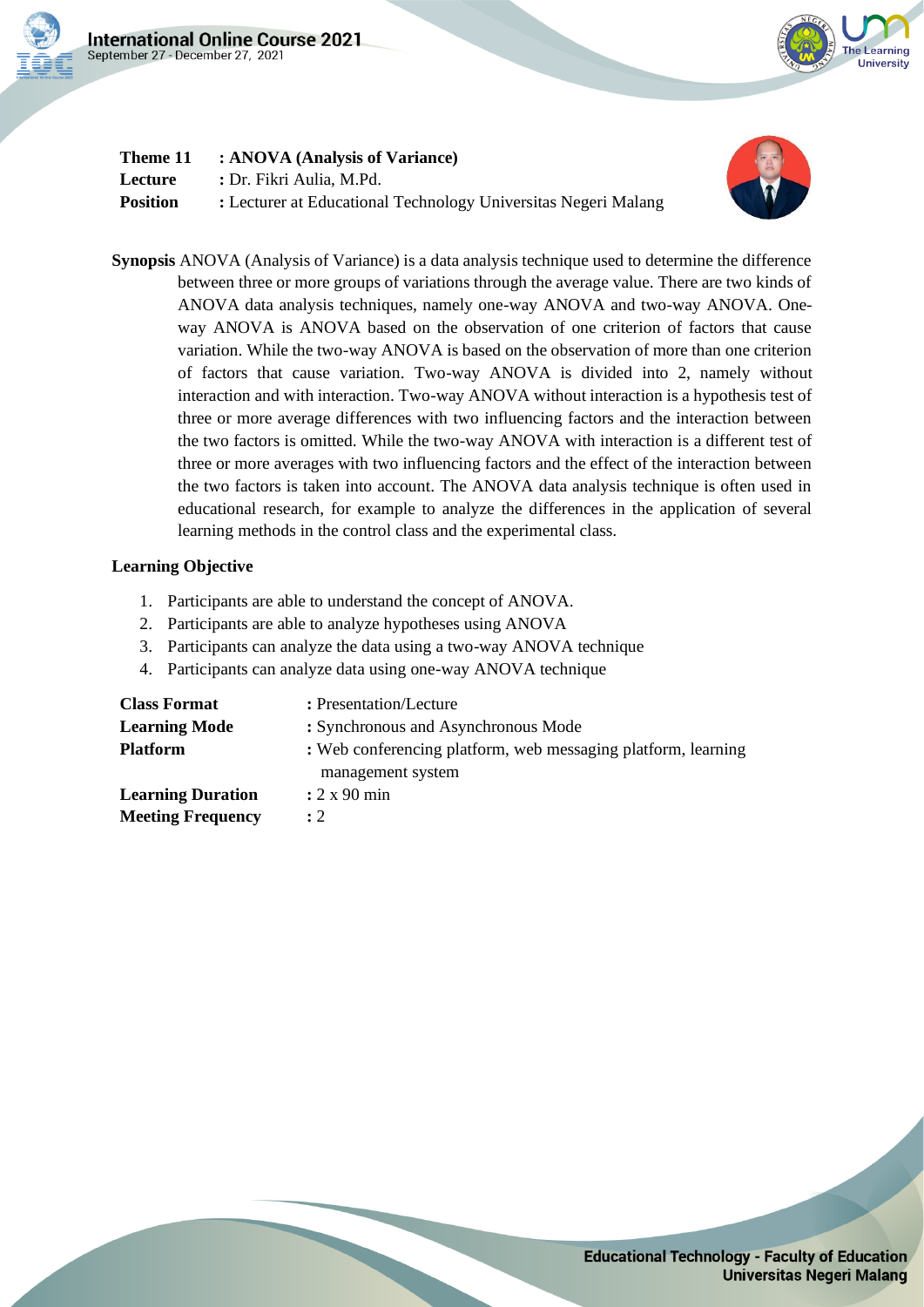| | |
|---|---|
| **Theme 11** | **: ANOVA (Analysis of Variance)** |
| **Lecture** | **:** Dr. Fikri Aulia, M.Pd. |
| **Position** | **:** Lecturer at Educational Technology Universitas Negeri Malang |

**Synopsis** ANOVA (Analysis of Variance) is a data analysis technique used to determine the difference between three or more groups of variations through the average value. There are two kinds of ANOVA data analysis techniques, namely one-way ANOVA and two-way ANOVA. One-way ANOVA is ANOVA based on the observation of one criterion of factors that cause variation. While the two-way ANOVA is based on the observation of more than one criterion of factors that cause variation. Two-way ANOVA is divided into 2, namely without interaction and with interaction. Two-way ANOVA without interaction is a hypothesis test of three or more average differences with two influencing factors and the interaction between the two factors is omitted. While the two-way ANOVA with interaction is a different test of three or more averages with two influencing factors and the effect of the interaction between the two factors is taken into account. The ANOVA data analysis technique is often used in educational research, for example to analyze the differences in the application of several learning methods in the control class and the experimental class.

**Learning Objective**

1. Participants are able to understand the concept of ANOVA.
2. Participants are able to analyze hypotheses using ANOVA
3. Participants can analyze the data using a two-way ANOVA technique
4. Participants can analyze data using one-way ANOVA technique

| | |
|---|---|
| **Class Format** | **:** Presentation/Lecture |
| **Learning Mode** | **:** Synchronous and Asynchronous Mode |
| **Platform** | **:** Web conferencing platform, web messaging platform, learning management system |
| **Learning Duration** | **:** 2 x 90 min |
| **Meeting Frequency** | **:** 2 |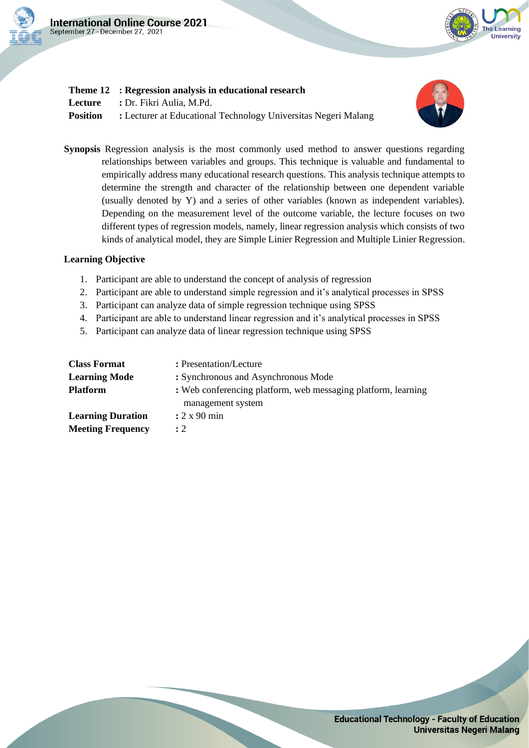**Theme 12 : Regression analysis in educational research**

**Lecture** : Dr. Fikri Aulia, M.Pd.

**Position** : Lecturer at Educational Technology Universitas Negeri Malang

**Synopsis** Regression analysis is the most commonly used method to answer questions regarding relationships between variables and groups. This technique is valuable and fundamental to empirically address many educational research questions. This analysis technique attempts to determine the strength and character of the relationship between one dependent variable (usually denoted by Y) and a series of other variables (known as independent variables). Depending on the measurement level of the outcome variable, the lecture focuses on two different types of regression models, namely, linear regression analysis which consists of two kinds of analytical model, they are Simple Linier Regression and Multiple Linier Regression.

**Learning Objective**

1. Participant are able to understand the concept of analysis of regression
2. Participant are able to understand simple regression and it's analytical processes in SPSS
3. Participant can analyze data of simple regression technique using SPSS
4. Participant are able to understand linear regression and it's analytical processes in SPSS
5. Participant can analyze data of linear regression technique using SPSS

**Class Format** : Presentation/Lecture

**Learning Mode** : Synchronous and Asynchronous Mode

**Platform** : Web conferencing platform, web messaging platform, learning management system

**Learning Duration** : 2 x 90 min

**Meeting Frequency** : 2